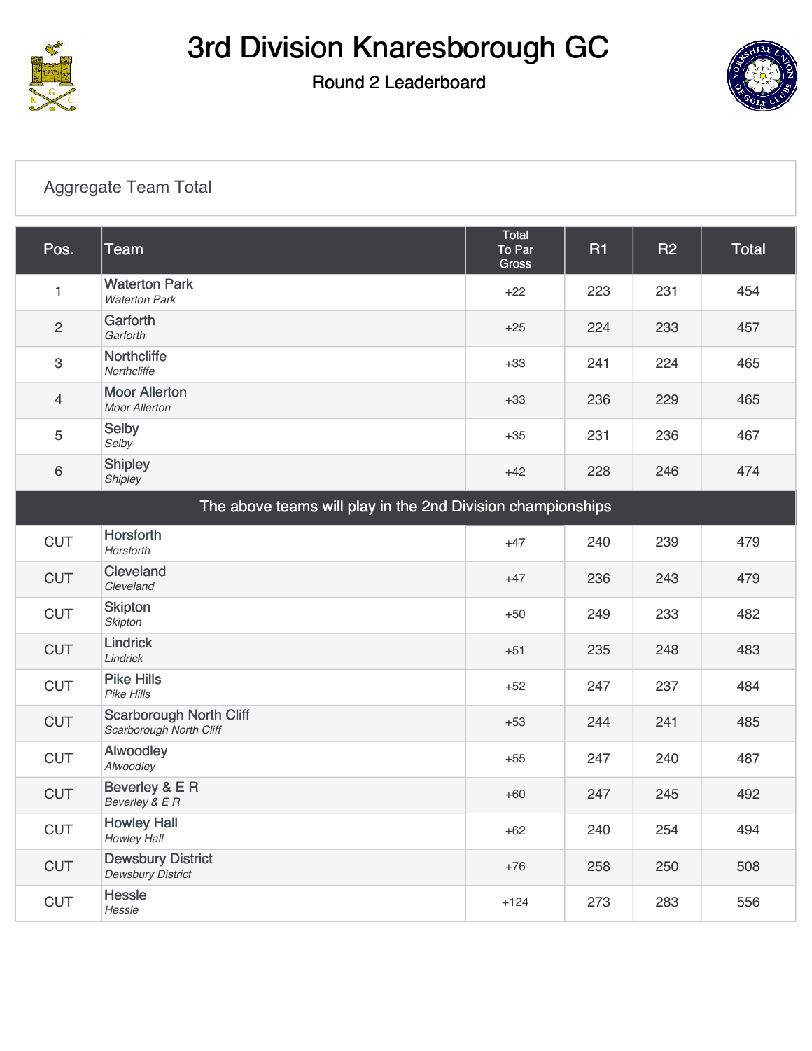# 3rd Division Knaresborough GC

## Round 2 Leaderboard

### Aggregate Team Total

| Pos. | Team | Total To Par Gross | R1 | R2 | Total |
|---|---|---|---|---|---|
| 1 | Waterton Park *Waterton Park* | +22 | 223 | 231 | 454 |
| 2 | Garforth *Garforth* | +25 | 224 | 233 | 457 |
| 3 | Northcliffe *Northcliffe* | +33 | 241 | 224 | 465 |
| 4 | Moor Allerton *Moor Allerton* | +33 | 236 | 229 | 465 |
| 5 | Selby *Selby* | +35 | 231 | 236 | 467 |
| 6 | Shipley *Shipley* | +42 | 228 | 246 | 474 |
| The above teams will play in the 2nd Division championships | | | | | |
| CUT | Horsforth *Horsforth* | +47 | 240 | 239 | 479 |
| CUT | Cleveland *Cleveland* | +47 | 236 | 243 | 479 |
| CUT | Skipton *Skipton* | +50 | 249 | 233 | 482 |
| CUT | Lindrick *Lindrick* | +51 | 235 | 248 | 483 |
| CUT | Pike Hills *Pike Hills* | +52 | 247 | 237 | 484 |
| CUT | Scarborough North Cliff *Scarborough North Cliff* | +53 | 244 | 241 | 485 |
| CUT | Alwoodley *Alwoodley* | +55 | 247 | 240 | 487 |
| CUT | Beverley & E R *Beverley & E R* | +60 | 247 | 245 | 492 |
| CUT | Howley Hall *Howley Hall* | +62 | 240 | 254 | 494 |
| CUT | Dewsbury District *Dewsbury District* | +76 | 258 | 250 | 508 |
| CUT | Hessle *Hessle* | +124 | 273 | 283 | 556 |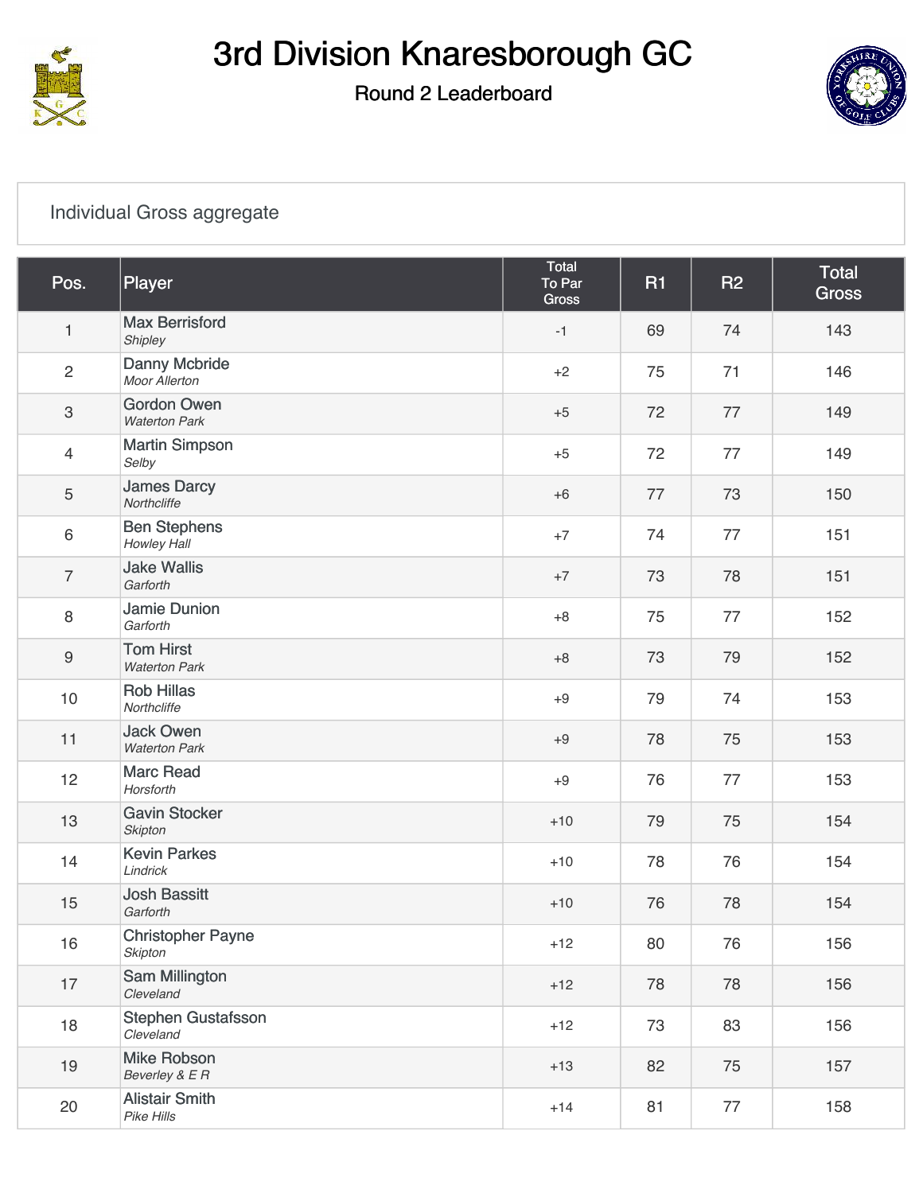# 3rd Division Knaresborough GC

## Round 2 Leaderboard

Individual Gross aggregate

| Pos. | Player | Total To Par Gross | R1 | R2 | Total Gross |
|---|---|---|---|---|---|
| 1 | Max Berrisford *Shipley* | -1 | 69 | 74 | 143 |
| 2 | Danny Mcbride *Moor Allerton* | +2 | 75 | 71 | 146 |
| 3 | Gordon Owen *Waterton Park* | +5 | 72 | 77 | 149 |
| 4 | Martin Simpson *Selby* | +5 | 72 | 77 | 149 |
| 5 | James Darcy *Northcliffe* | +6 | 77 | 73 | 150 |
| 6 | Ben Stephens *Howley Hall* | +7 | 74 | 77 | 151 |
| 7 | Jake Wallis *Garforth* | +7 | 73 | 78 | 151 |
| 8 | Jamie Dunion *Garforth* | +8 | 75 | 77 | 152 |
| 9 | Tom Hirst *Waterton Park* | +8 | 73 | 79 | 152 |
| 10 | Rob Hillas *Northcliffe* | +9 | 79 | 74 | 153 |
| 11 | Jack Owen *Waterton Park* | +9 | 78 | 75 | 153 |
| 12 | Marc Read *Horsforth* | +9 | 76 | 77 | 153 |
| 13 | Gavin Stocker *Skipton* | +10 | 79 | 75 | 154 |
| 14 | Kevin Parkes *Lindrick* | +10 | 78 | 76 | 154 |
| 15 | Josh Bassitt *Garforth* | +10 | 76 | 78 | 154 |
| 16 | Christopher Payne *Skipton* | +12 | 80 | 76 | 156 |
| 17 | Sam Millington *Cleveland* | +12 | 78 | 78 | 156 |
| 18 | Stephen Gustafsson *Cleveland* | +12 | 73 | 83 | 156 |
| 19 | Mike Robson *Beverley & E R* | +13 | 82 | 75 | 157 |
| 20 | Alistair Smith *Pike Hills* | +14 | 81 | 77 | 158 |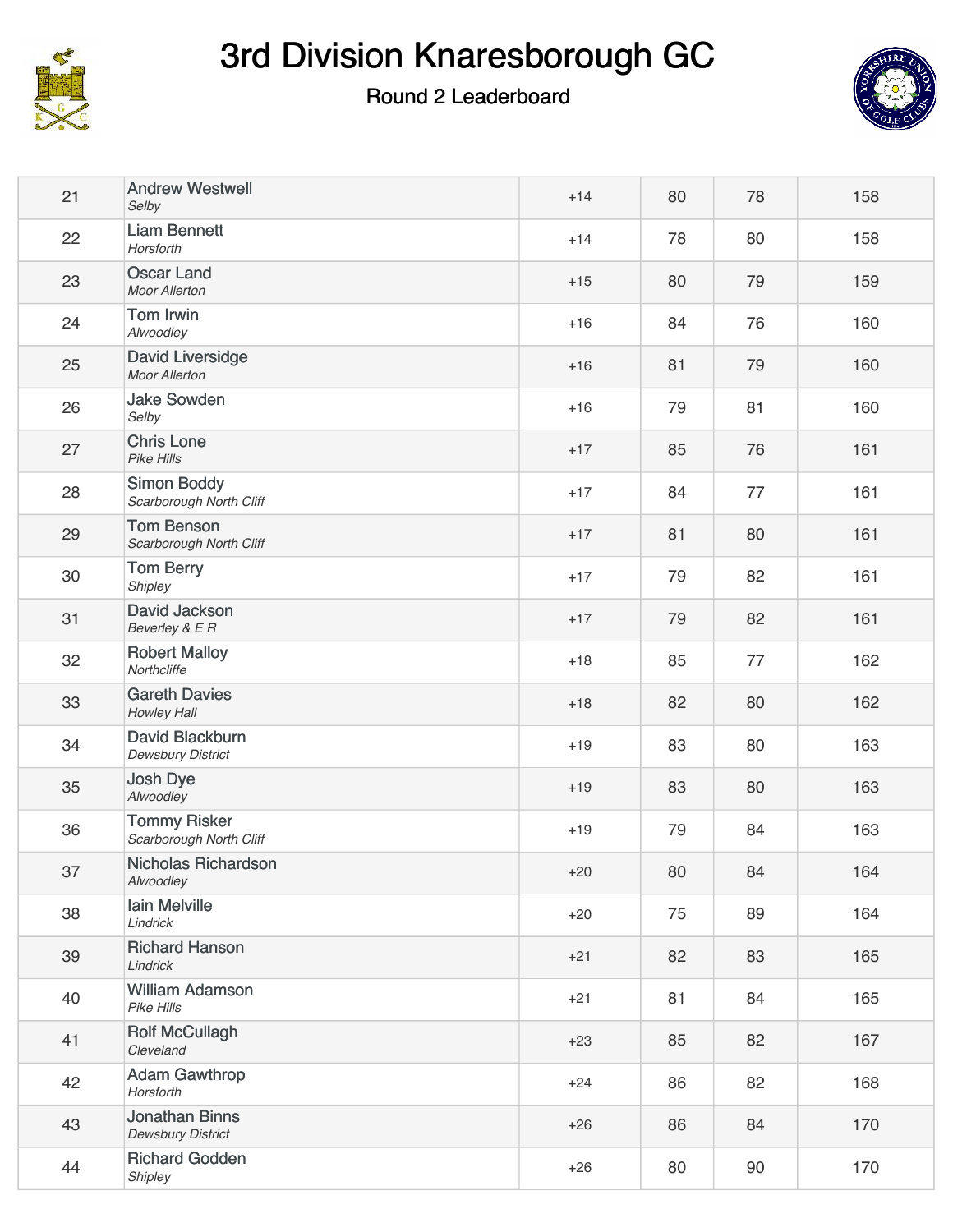# 3rd Division Knaresborough GC

## Round 2 Leaderboard

| | | | | | |
|---|---|---|---|---|---|
| 21 | Andrew Westwell *Selby* | +14 | 80 | 78 | 158 |
| 22 | Liam Bennett *Horsforth* | +14 | 78 | 80 | 158 |
| 23 | Oscar Land *Moor Allerton* | +15 | 80 | 79 | 159 |
| 24 | Tom Irwin *Alwoodley* | +16 | 84 | 76 | 160 |
| 25 | David Liversidge *Moor Allerton* | +16 | 81 | 79 | 160 |
| 26 | Jake Sowden *Selby* | +16 | 79 | 81 | 160 |
| 27 | Chris Lone *Pike Hills* | +17 | 85 | 76 | 161 |
| 28 | Simon Boddy *Scarborough North Cliff* | +17 | 84 | 77 | 161 |
| 29 | Tom Benson *Scarborough North Cliff* | +17 | 81 | 80 | 161 |
| 30 | Tom Berry *Shipley* | +17 | 79 | 82 | 161 |
| 31 | David Jackson *Beverley & E R* | +17 | 79 | 82 | 161 |
| 32 | Robert Malloy *Northcliffe* | +18 | 85 | 77 | 162 |
| 33 | Gareth Davies *Howley Hall* | +18 | 82 | 80 | 162 |
| 34 | David Blackburn *Dewsbury District* | +19 | 83 | 80 | 163 |
| 35 | Josh Dye *Alwoodley* | +19 | 83 | 80 | 163 |
| 36 | Tommy Risker *Scarborough North Cliff* | +19 | 79 | 84 | 163 |
| 37 | Nicholas Richardson *Alwoodley* | +20 | 80 | 84 | 164 |
| 38 | Iain Melville *Lindrick* | +20 | 75 | 89 | 164 |
| 39 | Richard Hanson *Lindrick* | +21 | 82 | 83 | 165 |
| 40 | William Adamson *Pike Hills* | +21 | 81 | 84 | 165 |
| 41 | Rolf McCullagh *Cleveland* | +23 | 85 | 82 | 167 |
| 42 | Adam Gawthrop *Horsforth* | +24 | 86 | 82 | 168 |
| 43 | Jonathan Binns *Dewsbury District* | +26 | 86 | 84 | 170 |
| 44 | Richard Godden *Shipley* | +26 | 80 | 90 | 170 |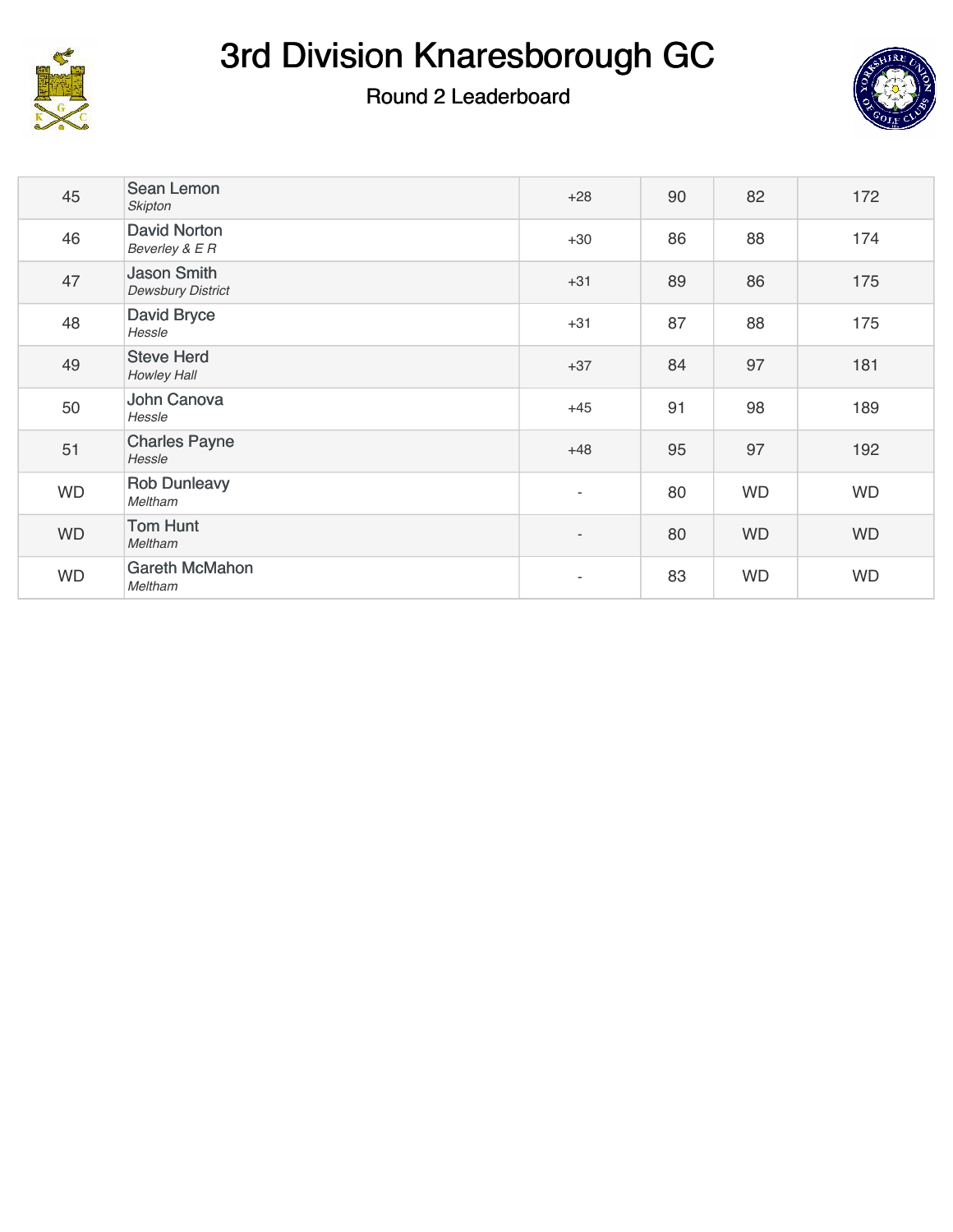# 3rd Division Knaresborough GC

## Round 2 Leaderboard

| | | | | | |
|---|---|---|---|---|---|
| 45 | Sean Lemon<br>*Skipton* | +28 | 90 | 82 | 172 |
| 46 | David Norton<br>*Beverley & E R* | +30 | 86 | 88 | 174 |
| 47 | Jason Smith<br>*Dewsbury District* | +31 | 89 | 86 | 175 |
| 48 | David Bryce<br>*Hessle* | +31 | 87 | 88 | 175 |
| 49 | Steve Herd<br>*Howley Hall* | +37 | 84 | 97 | 181 |
| 50 | John Canova<br>*Hessle* | +45 | 91 | 98 | 189 |
| 51 | Charles Payne<br>*Hessle* | +48 | 95 | 97 | 192 |
| WD | Rob Dunleavy<br>*Meltham* | - | 80 | WD | WD |
| WD | Tom Hunt<br>*Meltham* | - | 80 | WD | WD |
| WD | Gareth McMahon<br>*Meltham* | - | 83 | WD | WD |